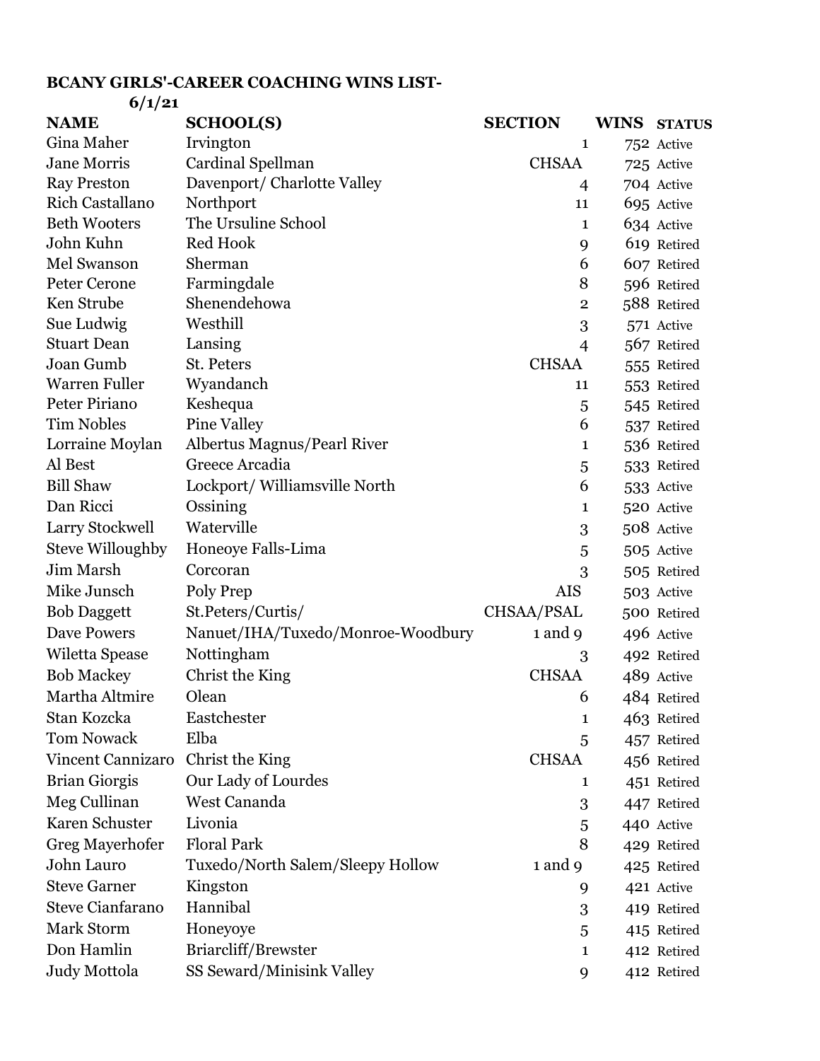**BCANY GIRLS'-CAREER COACHING WINS LIST-**
**6/1/21**

| NAME | SCHOOL(S) | SECTION | WINS | STATUS |
|---|---|---|---|---|
| Gina Maher | Irvington | 1 | 752 | Active |
| Jane Morris | Cardinal Spellman | CHSAA | 725 | Active |
| Ray Preston | Davenport/ Charlotte Valley | 4 | 704 | Active |
| Rich Castallano | Northport | 11 | 695 | Active |
| Beth Wooters | The Ursuline School | 1 | 634 | Active |
| John Kuhn | Red Hook | 9 | 619 | Retired |
| Mel Swanson | Sherman | 6 | 607 | Retired |
| Peter Cerone | Farmingdale | 8 | 596 | Retired |
| Ken Strube | Shenendehowa | 2 | 588 | Retired |
| Sue Ludwig | Westhill | 3 | 571 | Active |
| Stuart Dean | Lansing | 4 | 567 | Retired |
| Joan Gumb | St. Peters | CHSAA | 555 | Retired |
| Warren Fuller | Wyandanch | 11 | 553 | Retired |
| Peter Piriano | Keshequa | 5 | 545 | Retired |
| Tim Nobles | Pine Valley | 6 | 537 | Retired |
| Lorraine Moylan | Albertus Magnus/Pearl River | 1 | 536 | Retired |
| Al Best | Greece Arcadia | 5 | 533 | Retired |
| Bill Shaw | Lockport/ Williamsville North | 6 | 533 | Active |
| Dan Ricci | Ossining | 1 | 520 | Active |
| Larry Stockwell | Waterville | 3 | 508 | Active |
| Steve Willoughby | Honeoye Falls-Lima | 5 | 505 | Active |
| Jim Marsh | Corcoran | 3 | 505 | Retired |
| Mike Junsch | Poly Prep | AIS | 503 | Active |
| Bob Daggett | St.Peters/Curtis/ | CHSAA/PSAL | 500 | Retired |
| Dave Powers | Nanuet/IHA/Tuxedo/Monroe-Woodbury | 1 and 9 | 496 | Active |
| Wiletta Spease | Nottingham | 3 | 492 | Retired |
| Bob Mackey | Christ the King | CHSAA | 489 | Active |
| Martha Altmire | Olean | 6 | 484 | Retired |
| Stan Kozcka | Eastchester | 1 | 463 | Retired |
| Tom Nowack | Elba | 5 | 457 | Retired |
| Vincent Cannizaro | Christ the King | CHSAA | 456 | Retired |
| Brian Giorgis | Our Lady of Lourdes | 1 | 451 | Retired |
| Meg Cullinan | West Cananda | 3 | 447 | Retired |
| Karen Schuster | Livonia | 5 | 440 | Active |
| Greg Mayerhofer | Floral Park | 8 | 429 | Retired |
| John Lauro | Tuxedo/North Salem/Sleepy Hollow | 1 and 9 | 425 | Retired |
| Steve Garner | Kingston | 9 | 421 | Active |
| Steve Cianfarano | Hannibal | 3 | 419 | Retired |
| Mark Storm | Honeyoye | 5 | 415 | Retired |
| Don Hamlin | Briarcliff/Brewster | 1 | 412 | Retired |
| Judy Mottola | SS Seward/Minisink Valley | 9 | 412 | Retired |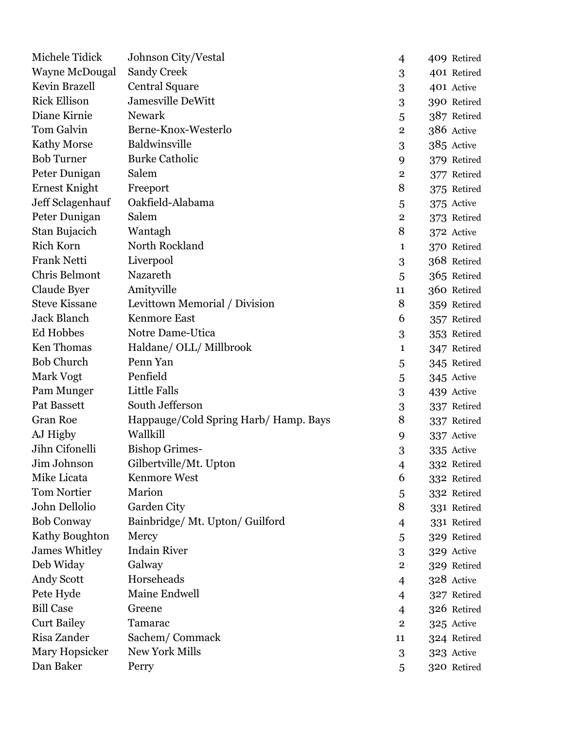| | | | | |
|---|---|---|---|---|
| Michele Tidick | Johnson City/Vestal | 4 | 409 | Retired |
| Wayne McDougal | Sandy Creek | 3 | 401 | Retired |
| Kevin Brazell | Central Square | 3 | 401 | Active |
| Rick Ellison | Jamesville DeWitt | 3 | 390 | Retired |
| Diane Kirnie | Newark | 5 | 387 | Retired |
| Tom Galvin | Berne-Knox-Westerlo | 2 | 386 | Active |
| Kathy Morse | Baldwinsville | 3 | 385 | Active |
| Bob Turner | Burke Catholic | 9 | 379 | Retired |
| Peter Dunigan | Salem | 2 | 377 | Retired |
| Ernest Knight | Freeport | 8 | 375 | Retired |
| Jeff Sclagenhauf | Oakfield-Alabama | 5 | 375 | Active |
| Peter Dunigan | Salem | 2 | 373 | Retired |
| Stan Bujacich | Wantagh | 8 | 372 | Active |
| Rich Korn | North Rockland | 1 | 370 | Retired |
| Frank Netti | Liverpool | 3 | 368 | Retired |
| Chris Belmont | Nazareth | 5 | 365 | Retired |
| Claude Byer | Amityville | 11 | 360 | Retired |
| Steve Kissane | Levittown Memorial / Division | 8 | 359 | Retired |
| Jack Blanch | Kenmore East | 6 | 357 | Retired |
| Ed Hobbes | Notre Dame-Utica | 3 | 353 | Retired |
| Ken Thomas | Haldane/ OLL/ Millbrook | 1 | 347 | Retired |
| Bob Church | Penn Yan | 5 | 345 | Retired |
| Mark Vogt | Penfield | 5 | 345 | Active |
| Pam Munger | Little Falls | 3 | 439 | Active |
| Pat Bassett | South Jefferson | 3 | 337 | Retired |
| Gran Roe | Happauge/Cold Spring Harb/ Hamp. Bays | 8 | 337 | Retired |
| AJ Higby | Wallkill | 9 | 337 | Active |
| Jihn Cifonelli | Bishop Grimes- | 3 | 335 | Active |
| Jim Johnson | Gilbertville/Mt. Upton | 4 | 332 | Retired |
| Mike Licata | Kenmore West | 6 | 332 | Retired |
| Tom Nortier | Marion | 5 | 332 | Retired |
| John Dellolio | Garden City | 8 | 331 | Retired |
| Bob Conway | Bainbridge/ Mt. Upton/ Guilford | 4 | 331 | Retired |
| Kathy Boughton | Mercy | 5 | 329 | Retired |
| James Whitley | Indain River | 3 | 329 | Active |
| Deb Widay | Galway | 2 | 329 | Retired |
| Andy Scott | Horseheads | 4 | 328 | Active |
| Pete Hyde | Maine Endwell | 4 | 327 | Retired |
| Bill Case | Greene | 4 | 326 | Retired |
| Curt Bailey | Tamarac | 2 | 325 | Active |
| Risa Zander | Sachem/ Commack | 11 | 324 | Retired |
| Mary Hopsicker | New York Mills | 3 | 323 | Active |
| Dan Baker | Perry | 5 | 320 | Retired |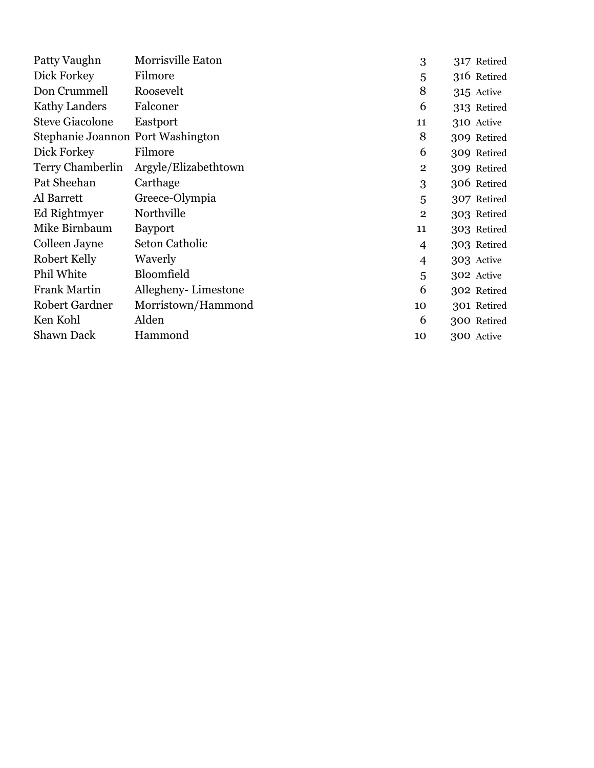| | | | | |
|---|---|---|---|---|
| Patty Vaughn | Morrisville Eaton | 3 | 317 | Retired |
| Dick Forkey | Filmore | 5 | 316 | Retired |
| Don Crummell | Roosevelt | 8 | 315 | Active |
| Kathy Landers | Falconer | 6 | 313 | Retired |
| Steve Giacolone | Eastport | 11 | 310 | Active |
| Stephanie Joannon | Port Washington | 8 | 309 | Retired |
| Dick Forkey | Filmore | 6 | 309 | Retired |
| Terry Chamberlin | Argyle/Elizabethtown | 2 | 309 | Retired |
| Pat Sheehan | Carthage | 3 | 306 | Retired |
| Al Barrett | Greece-Olympia | 5 | 307 | Retired |
| Ed Rightmyer | Northville | 2 | 303 | Retired |
| Mike Birnbaum | Bayport | 11 | 303 | Retired |
| Colleen Jayne | Seton Catholic | 4 | 303 | Retired |
| Robert Kelly | Waverly | 4 | 303 | Active |
| Phil White | Bloomfield | 5 | 302 | Active |
| Frank Martin | Allegheny- Limestone | 6 | 302 | Retired |
| Robert Gardner | Morristown/Hammond | 10 | 301 | Retired |
| Ken Kohl | Alden | 6 | 300 | Retired |
| Shawn Dack | Hammond | 10 | 300 | Active |